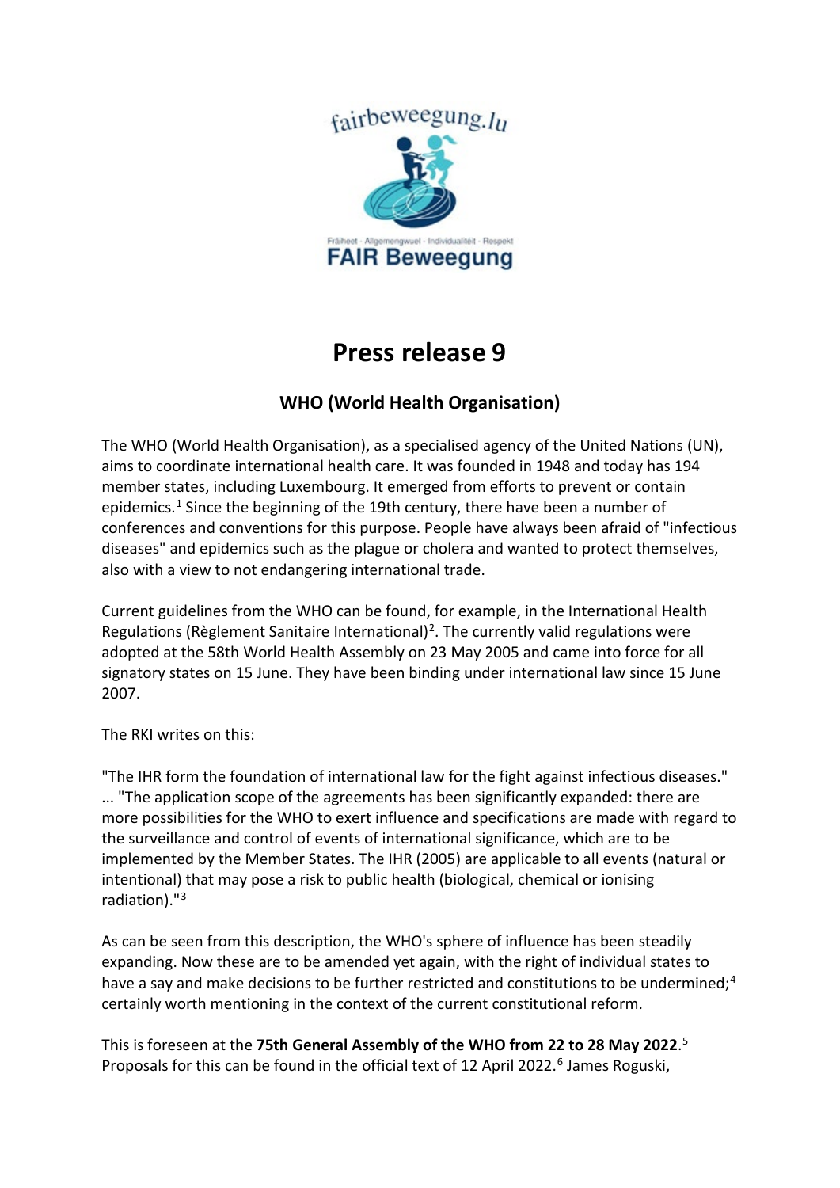fairbeweegung.lu

Fräiheet - Allgemengwuel - Individualitéit - Respekt

**FAIR Beweegung**

# Press release 9

## WHO (World Health Organisation)

The WHO (World Health Organisation), as a specialised agency of the United Nations (UN), aims to coordinate international health care. It was founded in 1948 and today has 194 member states, including Luxembourg. It emerged from efforts to prevent or contain epidemics.[1] Since the beginning of the 19th century, there have been a number of conferences and conventions for this purpose. People have always been afraid of "infectious diseases" and epidemics such as the plague or cholera and wanted to protect themselves, also with a view to not endangering international trade.

Current guidelines from the WHO can be found, for example, in the International Health Regulations (Règlement Sanitaire International)[2]. The currently valid regulations were adopted at the 58th World Health Assembly on 23 May 2005 and came into force for all signatory states on 15 June. They have been binding under international law since 15 June 2007.

The RKI writes on this:

"The IHR form the foundation of international law for the fight against infectious diseases." ... "The application scope of the agreements has been significantly expanded: there are more possibilities for the WHO to exert influence and specifications are made with regard to the surveillance and control of events of international significance, which are to be implemented by the Member States. The IHR (2005) are applicable to all events (natural or intentional) that may pose a risk to public health (biological, chemical or ionising radiation)."[3]

As can be seen from this description, the WHO's sphere of influence has been steadily expanding. Now these are to be amended yet again, with the right of individual states to have a say and make decisions to be further restricted and constitutions to be undermined;[4] certainly worth mentioning in the context of the current constitutional reform.

This is foreseen at the **75th General Assembly of the WHO from 22 to 28 May 2022**.[5] Proposals for this can be found in the official text of 12 April 2022.[6] James Roguski,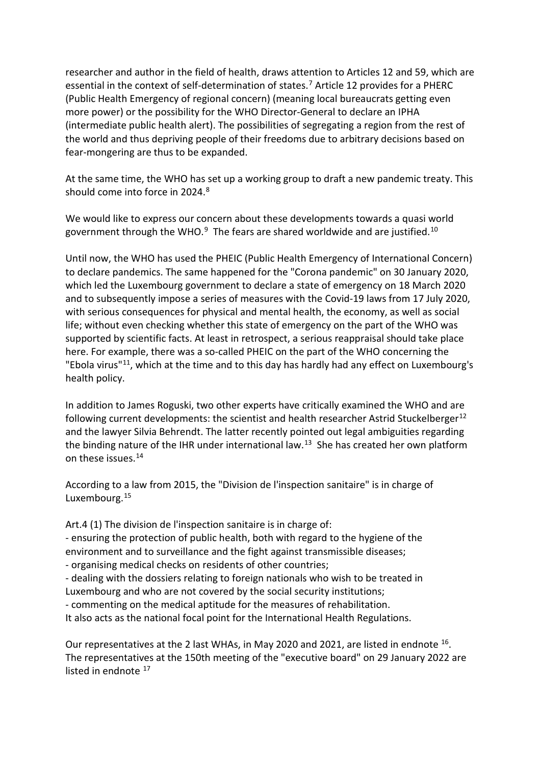researcher and author in the field of health, draws attention to Articles 12 and 59, which are essential in the context of self-determination of states.[7] Article 12 provides for a PHERC (Public Health Emergency of regional concern) (meaning local bureaucrats getting even more power) or the possibility for the WHO Director-General to declare an IPHA (intermediate public health alert). The possibilities of segregating a region from the rest of the world and thus depriving people of their freedoms due to arbitrary decisions based on fear-mongering are thus to be expanded.

At the same time, the WHO has set up a working group to draft a new pandemic treaty. This should come into force in 2024.[8]

We would like to express our concern about these developments towards a quasi world government through the WHO.[9] The fears are shared worldwide and are justified.[10]

Until now, the WHO has used the PHEIC (Public Health Emergency of International Concern) to declare pandemics. The same happened for the "Corona pandemic" on 30 January 2020, which led the Luxembourg government to declare a state of emergency on 18 March 2020 and to subsequently impose a series of measures with the Covid-19 laws from 17 July 2020, with serious consequences for physical and mental health, the economy, as well as social life; without even checking whether this state of emergency on the part of the WHO was supported by scientific facts. At least in retrospect, a serious reappraisal should take place here. For example, there was a so-called PHEIC on the part of the WHO concerning the "Ebola virus"[11], which at the time and to this day has hardly had any effect on Luxembourg's health policy.

In addition to James Roguski, two other experts have critically examined the WHO and are following current developments: the scientist and health researcher Astrid Stuckelberger[12] and the lawyer Silvia Behrendt. The latter recently pointed out legal ambiguities regarding the binding nature of the IHR under international law.[13] She has created her own platform on these issues.[14]

According to a law from 2015, the "Division de l'inspection sanitaire" is in charge of Luxembourg.[15]

Art.4 (1) The division de l'inspection sanitaire is in charge of:
- ensuring the protection of public health, both with regard to the hygiene of the environment and to surveillance and the fight against transmissible diseases;
- organising medical checks on residents of other countries;
- dealing with the dossiers relating to foreign nationals who wish to be treated in Luxembourg and who are not covered by the social security institutions;
- commenting on the medical aptitude for the measures of rehabilitation.

It also acts as the national focal point for the International Health Regulations.

Our representatives at the 2 last WHAs, in May 2020 and 2021, are listed in endnote [16]. The representatives at the 150th meeting of the "executive board" on 29 January 2022 are listed in endnote [17]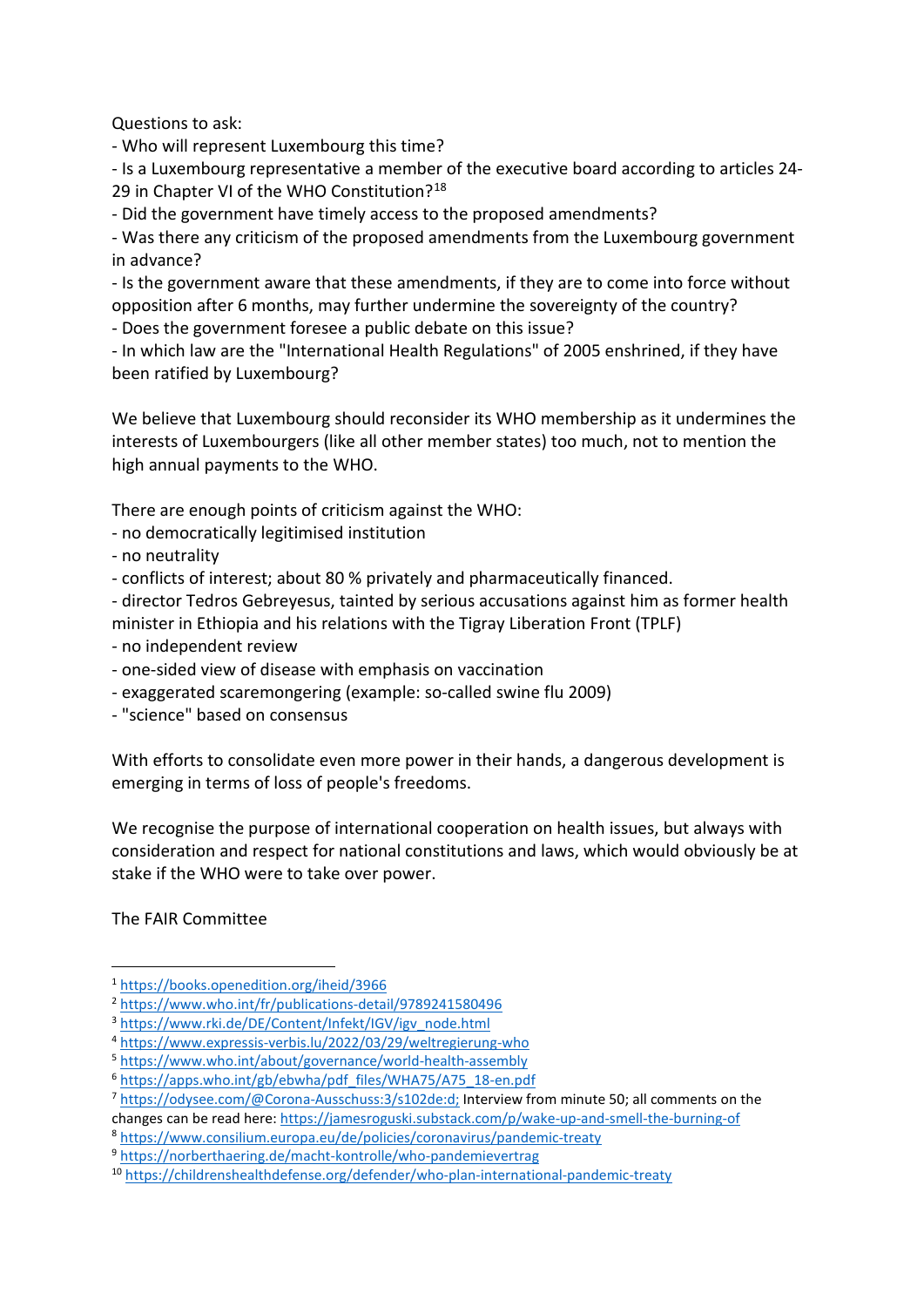Questions to ask:

- Who will represent Luxembourg this time?
- Is a Luxembourg representative a member of the executive board according to articles 24-29 in Chapter VI of the WHO Constitution?[18]
- Did the government have timely access to the proposed amendments?
- Was there any criticism of the proposed amendments from the Luxembourg government in advance?
- Is the government aware that these amendments, if they are to come into force without opposition after 6 months, may further undermine the sovereignty of the country?
- Does the government foresee a public debate on this issue?
- In which law are the "International Health Regulations" of 2005 enshrined, if they have been ratified by Luxembourg?

We believe that Luxembourg should reconsider its WHO membership as it undermines the interests of Luxembourgers (like all other member states) too much, not to mention the high annual payments to the WHO.

There are enough points of criticism against the WHO:

- no democratically legitimised institution
- no neutrality
- conflicts of interest; about 80 % privately and pharmaceutically financed.
- director Tedros Gebreyesus, tainted by serious accusations against him as former health minister in Ethiopia and his relations with the Tigray Liberation Front (TPLF)
- no independent review
- one-sided view of disease with emphasis on vaccination
- exaggerated scaremongering (example: so-called swine flu 2009)
- "science" based on consensus

With efforts to consolidate even more power in their hands, a dangerous development is emerging in terms of loss of people's freedoms.

We recognise the purpose of international cooperation on health issues, but always with consideration and respect for national constitutions and laws, which would obviously be at stake if the WHO were to take over power.

The FAIR Committee

---

[1] https://books.openedition.org/iheid/3966

[2] https://www.who.int/fr/publications-detail/9789241580496

[3] https://www.rki.de/DE/Content/Infekt/IGV/igv_node.html

[4] https://www.expressis-verbis.lu/2022/03/29/weltregierung-who

[5] https://www.who.int/about/governance/world-health-assembly

[6] https://apps.who.int/gb/ebwha/pdf_files/WHA75/A75_18-en.pdf

[7] https://odysee.com/@Corona-Ausschuss:3/s102de:d; Interview from minute 50; all comments on the changes can be read here: https://jamesroguski.substack.com/p/wake-up-and-smell-the-burning-of

[8] https://www.consilium.europa.eu/de/policies/coronavirus/pandemic-treaty

[9] https://norberthaering.de/macht-kontrolle/who-pandemievertrag

[10] https://childrenshealthdefense.org/defender/who-plan-international-pandemic-treaty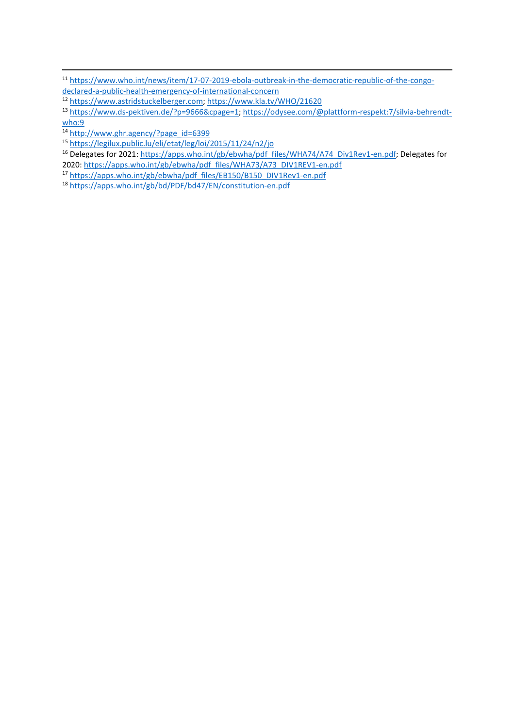[11] https://www.who.int/news/item/17-07-2019-ebola-outbreak-in-the-democratic-republic-of-the-congo-declared-a-public-health-emergency-of-international-concern

[12] https://www.astridstuckelberger.com; https://www.kla.tv/WHO/21620

[13] https://www.ds-pektiven.de/?p=9666&cpage=1; https://odysee.com/@plattform-respekt:7/silvia-behrendt-who:9

[14] http://www.ghr.agency/?page_id=6399

[15] https://legilux.public.lu/eli/etat/leg/loi/2015/11/24/n2/jo

[16] Delegates for 2021: https://apps.who.int/gb/ebwha/pdf_files/WHA74/A74_Div1Rev1-en.pdf; Delegates for 2020: https://apps.who.int/gb/ebwha/pdf_files/WHA73/A73_DIV1REV1-en.pdf

[17] https://apps.who.int/gb/ebwha/pdf_files/EB150/B150_DIV1Rev1-en.pdf

[18] https://apps.who.int/gb/bd/PDF/bd47/EN/constitution-en.pdf